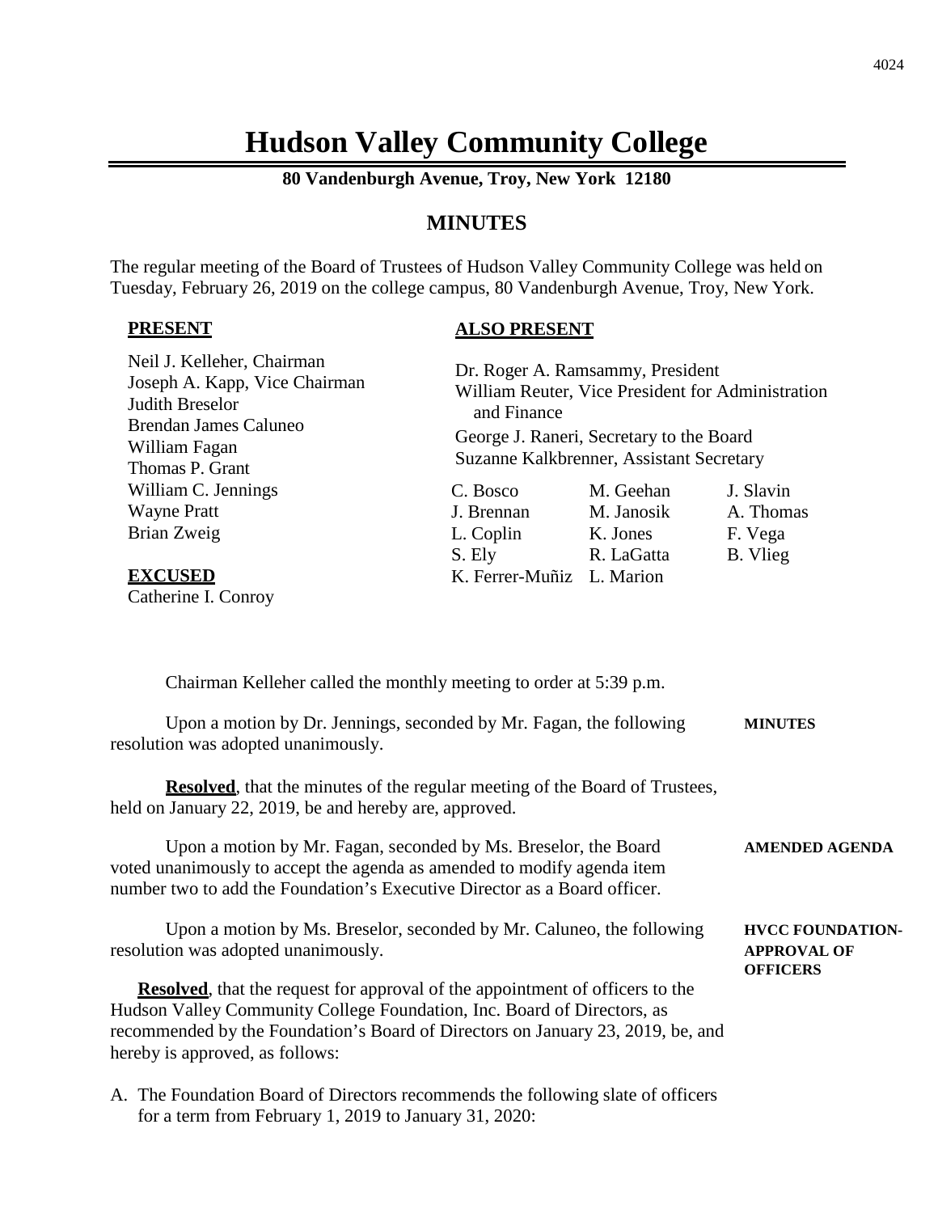# Hudson Valley Community College

**80 Vandenburgh Avenue, Troy, New York 12180**

## MINUTES

The regular meeting of the Board of Trustees of Hudson Valley Community College was held on Tuesday, February 26, 2019 on the college campus, 80 Vandenburgh Avenue, Troy, New York.

**PRESENT**

Neil J. Kelleher, Chairman
Joseph A. Kapp, Vice Chairman
Judith Breselor
Brendan James Caluneo
William Fagan
Thomas P. Grant
William C. Jennings
Wayne Pratt
Brian Zweig

**EXCUSED**

Catherine I. Conroy

**ALSO PRESENT**

Dr. Roger A. Ramsammy, President
William Reuter, Vice President for Administration and Finance
George J. Raneri, Secretary to the Board
Suzanne Kalkbrenner, Assistant Secretary

| | | |
|---|---|---|
| C. Bosco | M. Geehan | J. Slavin |
| J. Brennan | M. Janosik | A. Thomas |
| L. Coplin | K. Jones | F. Vega |
| S. Ely | R. LaGatta | B. Vlieg |
| K. Ferrer-Muñiz | L. Marion | |

Chairman Kelleher called the monthly meeting to order at 5:39 p.m.

**MINUTES**

Upon a motion by Dr. Jennings, seconded by Mr. Fagan, the following resolution was adopted unanimously.

**Resolved**, that the minutes of the regular meeting of the Board of Trustees, held on January 22, 2019, be and hereby are, approved.

**AMENDED AGENDA**

Upon a motion by Mr. Fagan, seconded by Ms. Breselor, the Board voted unanimously to accept the agenda as amended to modify agenda item number two to add the Foundation's Executive Director as a Board officer.

**HVCC FOUNDATION-APPROVAL OF OFFICERS**

Upon a motion by Ms. Breselor, seconded by Mr. Caluneo, the following resolution was adopted unanimously.

**Resolved**, that the request for approval of the appointment of officers to the Hudson Valley Community College Foundation, Inc. Board of Directors, as recommended by the Foundation's Board of Directors on January 23, 2019, be, and hereby is approved, as follows:

A. The Foundation Board of Directors recommends the following slate of officers for a term from February 1, 2019 to January 31, 2020: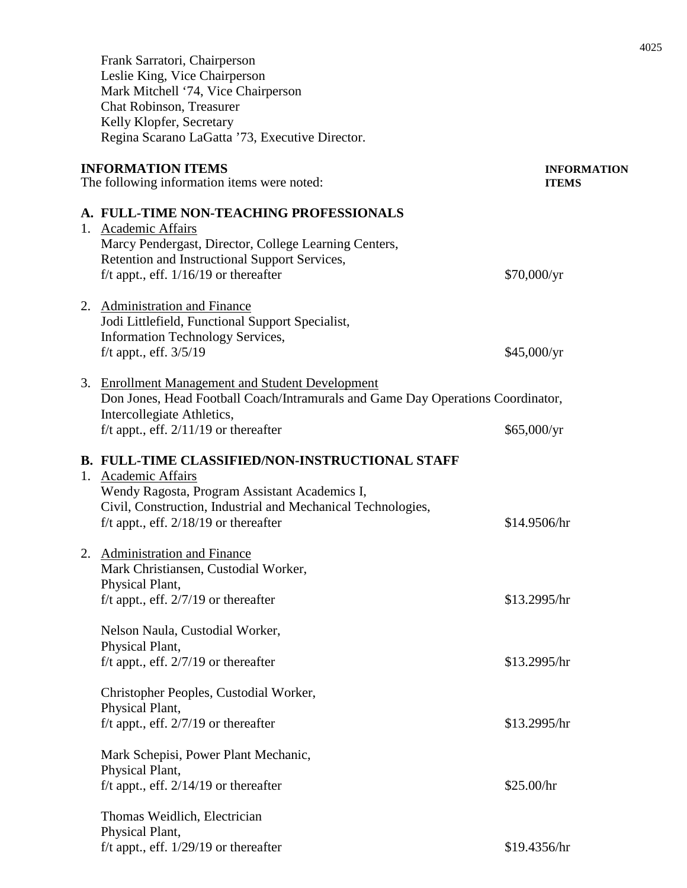Frank Sarratori, Chairperson
Leslie King, Vice Chairperson
Mark Mitchell '74, Vice Chairperson
Chat Robinson, Treasurer
Kelly Klopfer, Secretary
Regina Scarano LaGatta '73, Executive Director.

**INFORMATION ITEMS** **INFORMATION ITEMS**

The following information items were noted:

**A. FULL-TIME NON-TEACHING PROFESSIONALS**

1. Academic Affairs
   Marcy Pendergast, Director, College Learning Centers,
   Retention and Instructional Support Services,
   f/t appt., eff. 1/16/19 or thereafter — $70,000/yr

2. Administration and Finance
   Jodi Littlefield, Functional Support Specialist,
   Information Technology Services,
   f/t appt., eff. 3/5/19 — $45,000/yr

3. Enrollment Management and Student Development
   Don Jones, Head Football Coach/Intramurals and Game Day Operations Coordinator,
   Intercollegiate Athletics,
   f/t appt., eff. 2/11/19 or thereafter — $65,000/yr

**B. FULL-TIME CLASSIFIED/NON-INSTRUCTIONAL STAFF**

1. Academic Affairs
   Wendy Ragosta, Program Assistant Academics I,
   Civil, Construction, Industrial and Mechanical Technologies,
   f/t appt., eff. 2/18/19 or thereafter — $14.9506/hr

2. Administration and Finance
   Mark Christiansen, Custodial Worker,
   Physical Plant,
   f/t appt., eff. 2/7/19 or thereafter — $13.2995/hr

   Nelson Naula, Custodial Worker,
   Physical Plant,
   f/t appt., eff. 2/7/19 or thereafter — $13.2995/hr

   Christopher Peoples, Custodial Worker,
   Physical Plant,
   f/t appt., eff. 2/7/19 or thereafter — $13.2995/hr

   Mark Schepisi, Power Plant Mechanic,
   Physical Plant,
   f/t appt., eff. 2/14/19 or thereafter — $25.00/hr

   Thomas Weidlich, Electrician
   Physical Plant,
   f/t appt., eff. 1/29/19 or thereafter — $19.4356/hr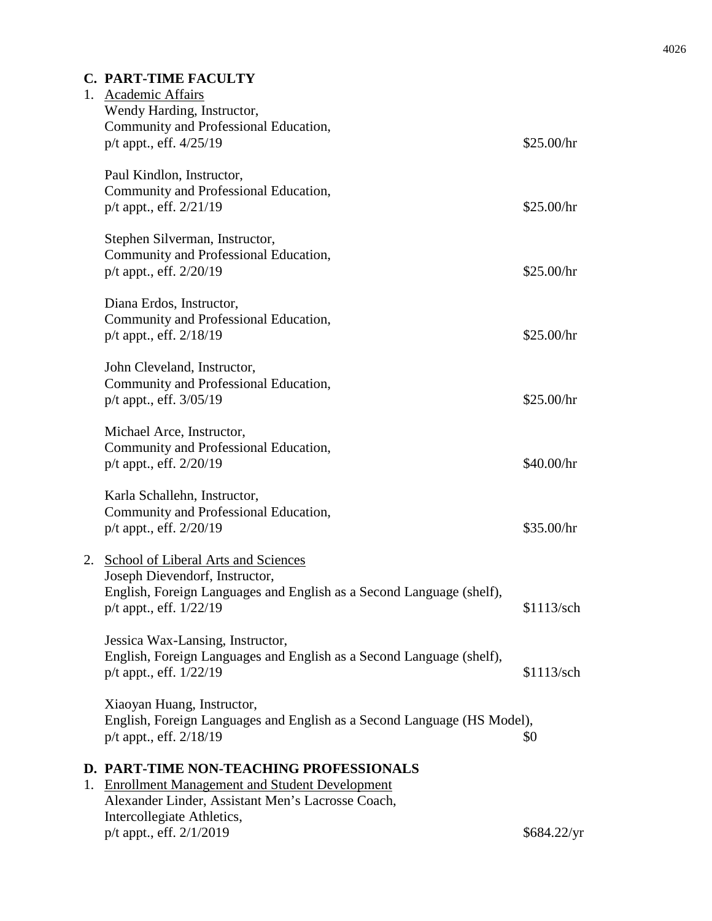## C. PART-TIME FACULTY

1. Academic Affairs

Wendy Harding, Instructor,
Community and Professional Education,
p/t appt., eff. 4/25/19 — $25.00/hr

Paul Kindlon, Instructor,
Community and Professional Education,
p/t appt., eff. 2/21/19 — $25.00/hr

Stephen Silverman, Instructor,
Community and Professional Education,
p/t appt., eff. 2/20/19 — $25.00/hr

Diana Erdos, Instructor,
Community and Professional Education,
p/t appt., eff. 2/18/19 — $25.00/hr

John Cleveland, Instructor,
Community and Professional Education,
p/t appt., eff. 3/05/19 — $25.00/hr

Michael Arce, Instructor,
Community and Professional Education,
p/t appt., eff. 2/20/19 — $40.00/hr

Karla Schallehn, Instructor,
Community and Professional Education,
p/t appt., eff. 2/20/19 — $35.00/hr

2. School of Liberal Arts and Sciences

Joseph Dievendorf, Instructor,
English, Foreign Languages and English as a Second Language (shelf),
p/t appt., eff. 1/22/19 — $1113/sch

Jessica Wax-Lansing, Instructor,
English, Foreign Languages and English as a Second Language (shelf),
p/t appt., eff. 1/22/19 — $1113/sch

Xiaoyan Huang, Instructor,
English, Foreign Languages and English as a Second Language (HS Model),
p/t appt., eff. 2/18/19 — $0

## D. PART-TIME NON-TEACHING PROFESSIONALS

1. Enrollment Management and Student Development

Alexander Linder, Assistant Men's Lacrosse Coach,
Intercollegiate Athletics,
p/t appt., eff. 2/1/2019 — $684.22/yr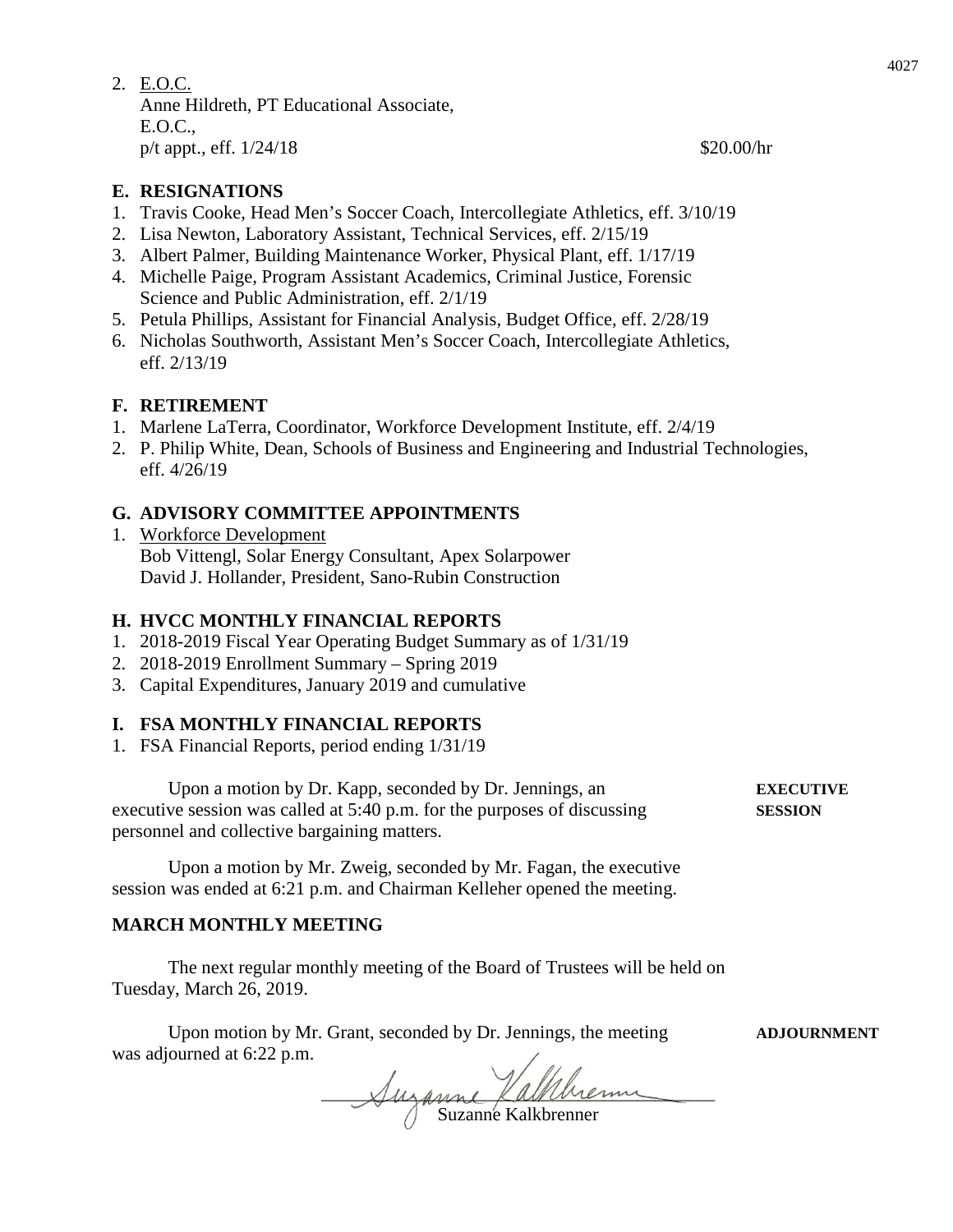2. E.O.C.
   Anne Hildreth, PT Educational Associate,
   E.O.C.,
   p/t appt., eff. 1/24/18 $20.00/hr

**E. RESIGNATIONS**

1. Travis Cooke, Head Men's Soccer Coach, Intercollegiate Athletics, eff. 3/10/19
2. Lisa Newton, Laboratory Assistant, Technical Services, eff. 2/15/19
3. Albert Palmer, Building Maintenance Worker, Physical Plant, eff. 1/17/19
4. Michelle Paige, Program Assistant Academics, Criminal Justice, Forensic Science and Public Administration, eff. 2/1/19
5. Petula Phillips, Assistant for Financial Analysis, Budget Office, eff. 2/28/19
6. Nicholas Southworth, Assistant Men's Soccer Coach, Intercollegiate Athletics, eff. 2/13/19

**F. RETIREMENT**

1. Marlene LaTerra, Coordinator, Workforce Development Institute, eff. 2/4/19
2. P. Philip White, Dean, Schools of Business and Engineering and Industrial Technologies, eff. 4/26/19

**G. ADVISORY COMMITTEE APPOINTMENTS**

1. Workforce Development
   Bob Vittengl, Solar Energy Consultant, Apex Solarpower
   David J. Hollander, President, Sano-Rubin Construction

**H. HVCC MONTHLY FINANCIAL REPORTS**

1. 2018-2019 Fiscal Year Operating Budget Summary as of 1/31/19
2. 2018-2019 Enrollment Summary – Spring 2019
3. Capital Expenditures, January 2019 and cumulative

**I. FSA MONTHLY FINANCIAL REPORTS**

1. FSA Financial Reports, period ending 1/31/19

**EXECUTIVE SESSION**

Upon a motion by Dr. Kapp, seconded by Dr. Jennings, an executive session was called at 5:40 p.m. for the purposes of discussing personnel and collective bargaining matters.

Upon a motion by Mr. Zweig, seconded by Mr. Fagan, the executive session was ended at 6:21 p.m. and Chairman Kelleher opened the meeting.

**MARCH MONTHLY MEETING**

The next regular monthly meeting of the Board of Trustees will be held on Tuesday, March 26, 2019.

**ADJOURNMENT**

Upon motion by Mr. Grant, seconded by Dr. Jennings, the meeting was adjourned at 6:22 p.m.

Suzanne Kalkbrenner